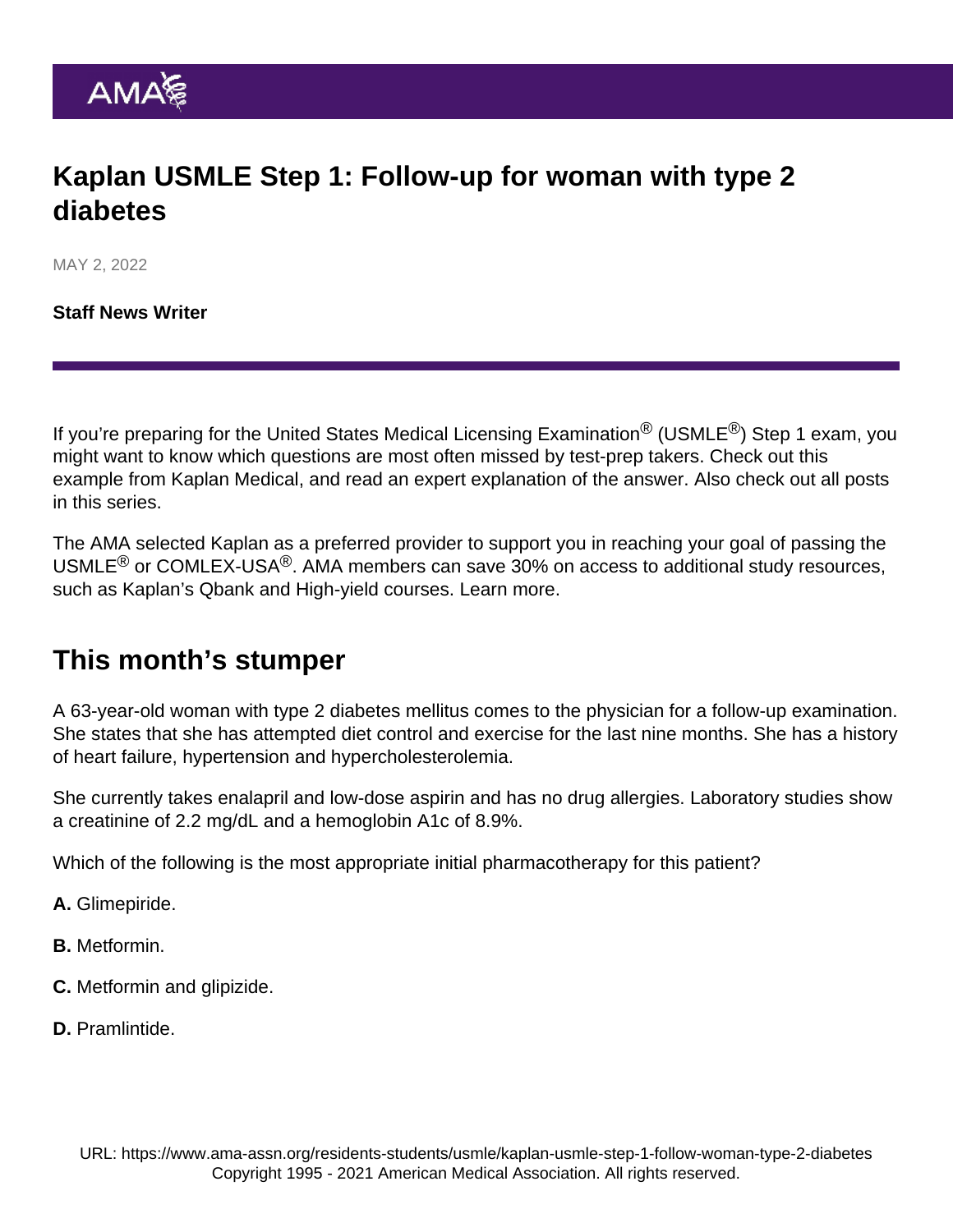# Kaplan USMLE Step 1: Follow-up for woman with type 2 diabetes

MAY 2, 2022

**Staff News Writer**

If you're preparing for the United States Medical Licensing Examination® (USMLE®) Step 1 exam, you might want to know which questions are most often missed by test-prep takers. Check out this example from Kaplan Medical, and read an expert explanation of the answer. Also check out all posts in this series.

The AMA selected Kaplan as a preferred provider to support you in reaching your goal of passing the USMLE® or COMLEX-USA®. AMA members can save 30% on access to additional study resources, such as Kaplan's Qbank and High-yield courses. Learn more.

## This month's stumper

A 63-year-old woman with type 2 diabetes mellitus comes to the physician for a follow-up examination. She states that she has attempted diet control and exercise for the last nine months. She has a history of heart failure, hypertension and hypercholesterolemia.

She currently takes enalapril and low-dose aspirin and has no drug allergies. Laboratory studies show a creatinine of 2.2 mg/dL and a hemoglobin A1c of 8.9%.

Which of the following is the most appropriate initial pharmacotherapy for this patient?

**A.** Glimepiride.

**B.** Metformin.

**C.** Metformin and glipizide.

**D.** Pramlintide.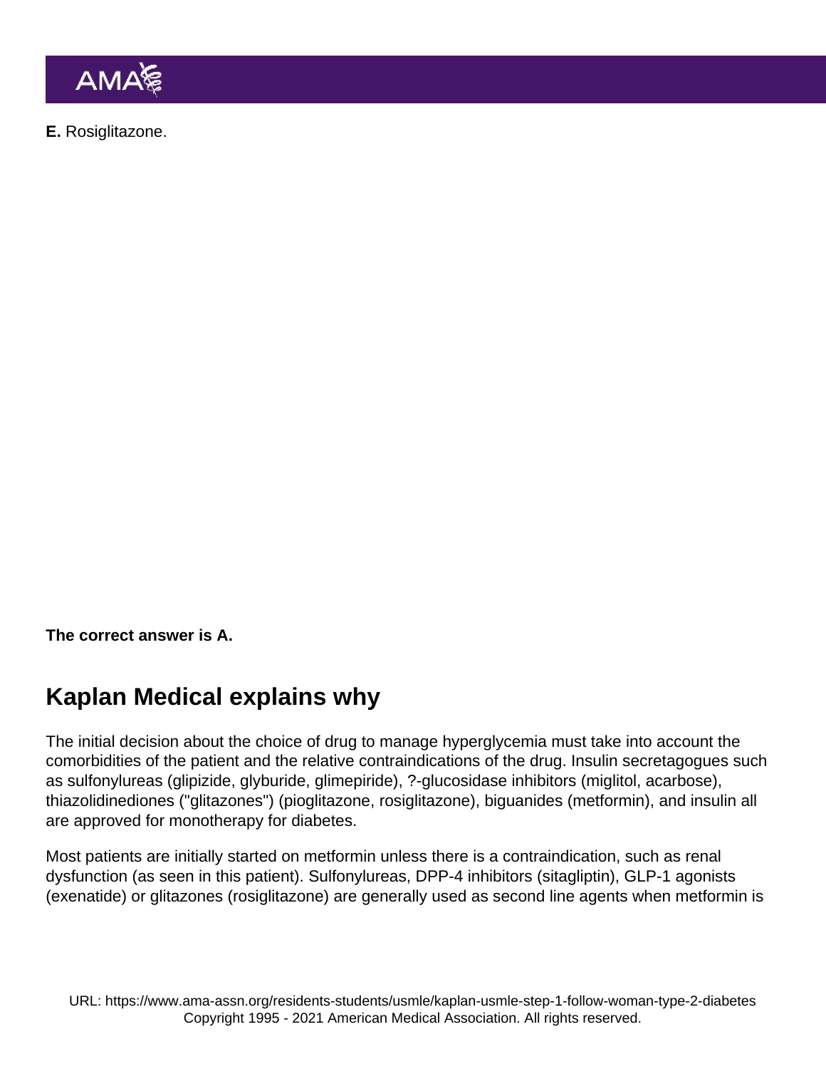**E.** Rosiglitazone.

**The correct answer is A.**

## Kaplan Medical explains why

The initial decision about the choice of drug to manage hyperglycemia must take into account the comorbidities of the patient and the relative contraindications of the drug. Insulin secretagogues such as sulfonylureas (glipizide, glyburide, glimepiride), ?-glucosidase inhibitors (miglitol, acarbose), thiazolidinediones ("glitazones") (pioglitazone, rosiglitazone), biguanides (metformin), and insulin all are approved for monotherapy for diabetes.

Most patients are initially started on metformin unless there is a contraindication, such as renal dysfunction (as seen in this patient). Sulfonylureas, DPP-4 inhibitors (sitagliptin), GLP-1 agonists (exenatide) or glitazones (rosiglitazone) are generally used as second line agents when metformin is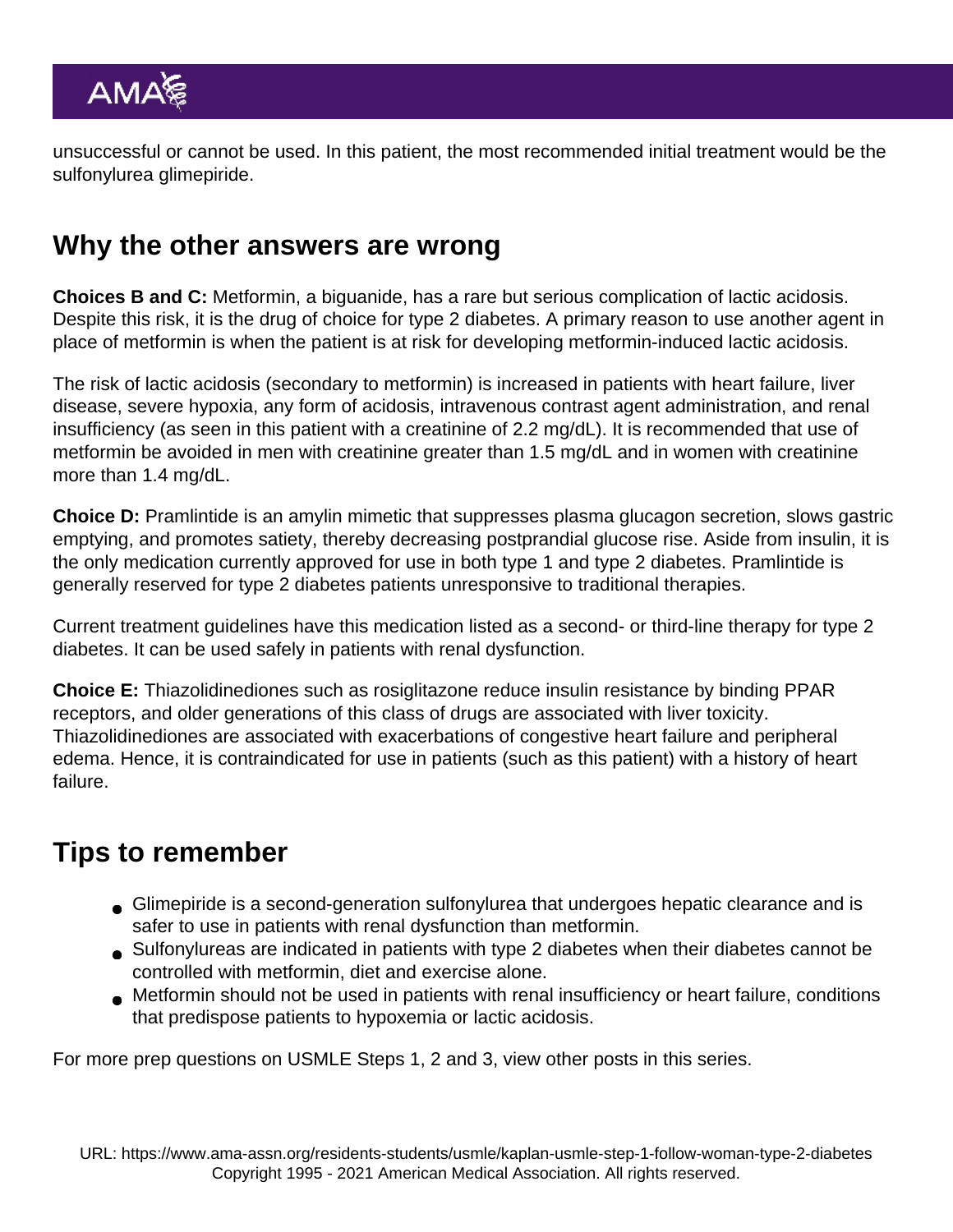unsuccessful or cannot be used. In this patient, the most recommended initial treatment would be the sulfonylurea glimepiride.

## Why the other answers are wrong

**Choices B and C:** Metformin, a biguanide, has a rare but serious complication of lactic acidosis. Despite this risk, it is the drug of choice for type 2 diabetes. A primary reason to use another agent in place of metformin is when the patient is at risk for developing metformin-induced lactic acidosis.

The risk of lactic acidosis (secondary to metformin) is increased in patients with heart failure, liver disease, severe hypoxia, any form of acidosis, intravenous contrast agent administration, and renal insufficiency (as seen in this patient with a creatinine of 2.2 mg/dL). It is recommended that use of metformin be avoided in men with creatinine greater than 1.5 mg/dL and in women with creatinine more than 1.4 mg/dL.

**Choice D:** Pramlintide is an amylin mimetic that suppresses plasma glucagon secretion, slows gastric emptying, and promotes satiety, thereby decreasing postprandial glucose rise. Aside from insulin, it is the only medication currently approved for use in both type 1 and type 2 diabetes. Pramlintide is generally reserved for type 2 diabetes patients unresponsive to traditional therapies.

Current treatment guidelines have this medication listed as a second- or third-line therapy for type 2 diabetes. It can be used safely in patients with renal dysfunction.

**Choice E:** Thiazolidinediones such as rosiglitazone reduce insulin resistance by binding PPAR receptors, and older generations of this class of drugs are associated with liver toxicity. Thiazolidinediones are associated with exacerbations of congestive heart failure and peripheral edema. Hence, it is contraindicated for use in patients (such as this patient) with a history of heart failure.

## Tips to remember

- Glimepiride is a second-generation sulfonylurea that undergoes hepatic clearance and is safer to use in patients with renal dysfunction than metformin.
- Sulfonylureas are indicated in patients with type 2 diabetes when their diabetes cannot be controlled with metformin, diet and exercise alone.
- Metformin should not be used in patients with renal insufficiency or heart failure, conditions that predispose patients to hypoxemia or lactic acidosis.

For more prep questions on USMLE Steps 1, 2 and 3, view other posts in this series.